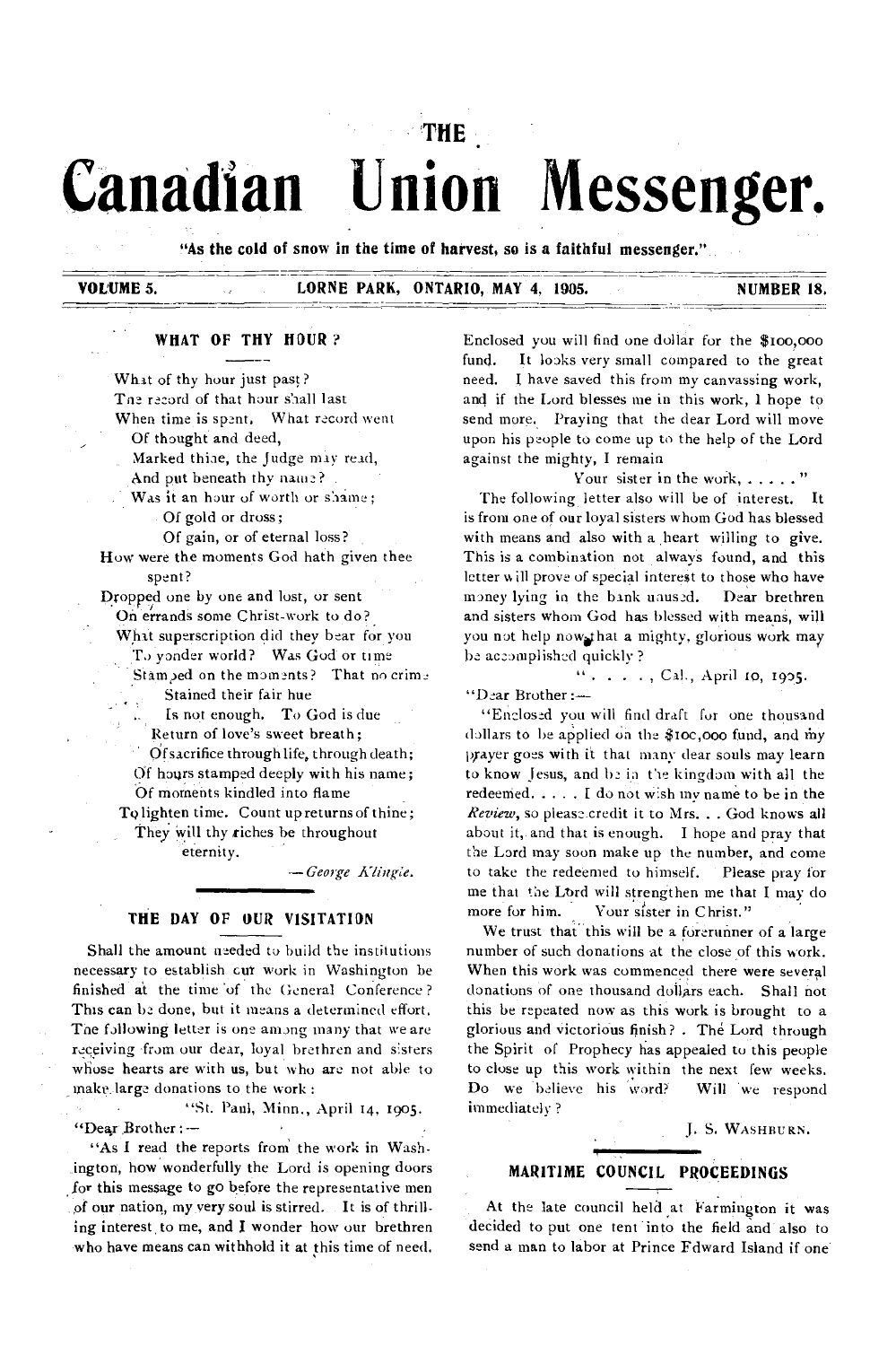THE

# Canadian Union Messenger.

"As the cold of snow in the time of harvest, so is a faithful messenger."

VOLUME 5. LORNE PARK, ONTARIO, MAY 4, 1905. NUMBER 18.

## WHAT OF THY HOUR?

What of thy hour just past?
The record of that hour shall last
When time is spent. What record went
Of thought and deed,
Marked thine, the Judge may read,
And put beneath thy name?
Was it an hour of worth or shame;
Of gold or dross;
Of gain, or of eternal loss?
How were the moments God hath given thee spent?
Dropped one by one and lost, or sent
On errands some Christ-work to do?
What superscription did they bear for you
To yonder world? Was God or time
Stamped on the moments? That no crime
Stained their fair hue
Is not enough. To God is due
Return of love's sweet breath;
Of sacrifice through life, through death;
Of hours stamped deeply with his name;
Of moments kindled into flame
To lighten time. Count up returns of thine;
They will thy riches be throughout eternity.

*—George Klingle.*

## THE DAY OF OUR VISITATION

Shall the amount needed to build the institutions necessary to establish our work in Washington be finished at the time of the General Conference? This can be done, but it means a determined effort. The following letter is one among many that we are receiving from our dear, loyal brethren and sisters whose hearts are with us, but who are not able to make large donations to the work:

"St. Paul, Minn., April 14, 1905.

"Dear Brother:—

"As I read the reports from the work in Washington, how wonderfully the Lord is opening doors for this message to go before the representative men of our nation, my very soul is stirred. It is of thrilling interest to me, and I wonder how our brethren who have means can withhold it at this time of need. Enclosed you will find one dollar for the $100,000 fund. It looks very small compared to the great need. I have saved this from my canvassing work, and if the Lord blesses me in this work, I hope to send more. Praying that the dear Lord will move upon his people to come up to the help of the Lord against the mighty, I remain

Your sister in the work, . . . . ."

The following letter also will be of interest. It is from one of our loyal sisters whom God has blessed with means and also with a heart willing to give. This is a combination not always found, and this letter will prove of special interest to those who have money lying in the bank unused. Dear brethren and sisters whom God has blessed with means, will you not help now that a mighty, glorious work may be accomplished quickly?

". . . . , Cal., April 10, 1905.

"Dear Brother:—

"Enclosed you will find draft for one thousand dollars to be applied on the $100,000 fund, and my prayer goes with it that many dear souls may learn to know Jesus, and be in the kingdom with all the redeemed. . . . . I do not wish my name to be in the *Review*, so please credit it to Mrs. . . God knows all about it, and that is enough. I hope and pray that the Lord may soon make up the number, and come to take the redeemed to himself. Please pray for me that the Lord will strengthen me that I may do more for him. Your sister in Christ."

We trust that this will be a forerunner of a large number of such donations at the close of this work. When this work was commenced there were several donations of one thousand dollars each. Shall not this be repeated now as this work is brought to a glorious and victorious finish? The Lord through the Spirit of Prophecy has appealed to this people to close up this work within the next few weeks. Do we believe his word? Will we respond immediately?

J. S. WASHBURN.

## MARITIME COUNCIL PROCEEDINGS

At the late council held at Farmington it was decided to put one tent into the field and also to send a man to labor at Prince Edward Island if one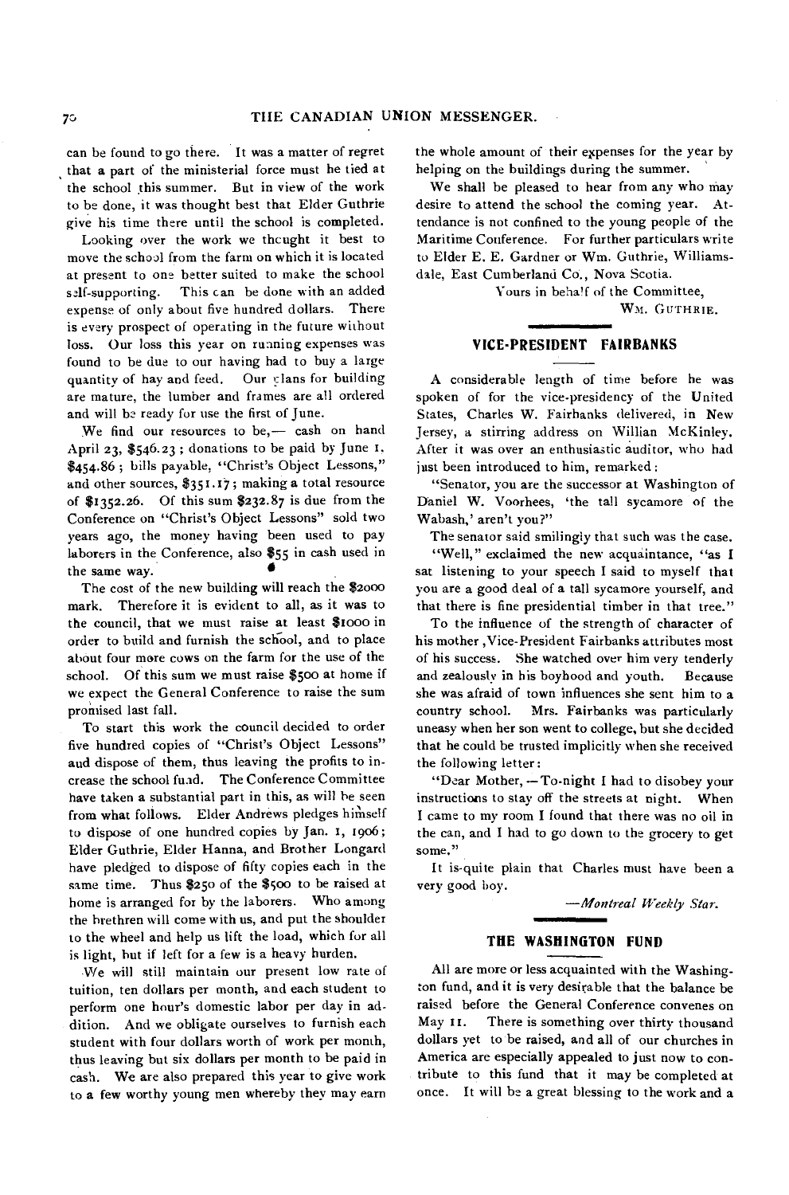can be found to go there. It was a matter of regret that a part of the ministerial force must he tied at the school this summer. But in view of the work to be done, it was thought best that Elder Guthrie give his time there until the school is completed.

Looking over the work we thought it best to move the school from the farm on which it is located at present to one better suited to make the school self-supporting. This can be done with an added expense of only about five hundred dollars. There is every prospect of operating in the future without loss. Our loss this year on running expenses was found to be due to our having had to buy a large quantity of hay and feed. Our plans for building are mature, the lumber and frames are all ordered and will be ready for use the first of June.

We find our resources to be,— cash on hand April 23, $546.23; donations to be paid by June 1, $454.86; bills payable, "Christ's Object Lessons," and other sources, $351.17; making a total resource of $1352.26. Of this sum $232.87 is due from the Conference on "Christ's Object Lessons" sold two years ago, the money having been used to pay laborers in the Conference, also $55 in cash used in the same way.

The cost of the new building will reach the $2000 mark. Therefore it is evident to all, as it was to the council, that we must raise at least $1000 in order to build and furnish the school, and to place about four more cows on the farm for the use of the school. Of this sum we must raise $500 at home if we expect the General Conference to raise the sum promised last fall.

To start this work the council decided to order five hundred copies of "Christ's Object Lessons" and dispose of them, thus leaving the profits to increase the school fund. The Conference Committee have taken a substantial part in this, as will be seen from what follows. Elder Andrews pledges himself to dispose of one hundred copies by Jan. 1, 1906; Elder Guthrie, Elder Hanna, and Brother Longard have pledged to dispose of fifty copies each in the same time. Thus $250 of the $500 to be raised at home is arranged for by the laborers. Who among the brethren will come with us, and put the shoulder to the wheel and help us lift the load, which for all is light, but if left for a few is a heavy burden.

We will still maintain our present low rate of tuition, ten dollars per month, and each student to perform one hour's domestic labor per day in addition. And we obligate ourselves to furnish each student with four dollars worth of work per month, thus leaving but six dollars per month to be paid in cash. We are also prepared this year to give work to a few worthy young men whereby they may earn the whole amount of their expenses for the year by helping on the buildings during the summer.

We shall be pleased to hear from any who may desire to attend the school the coming year. Attendance is not confined to the young people of the Maritime Conference. For further particulars write to Elder E. E. Gardner or Wm. Guthrie, Williamsdale, East Cumberland Co., Nova Scotia.

Yours in behalf of the Committee,
WM. GUTHRIE.

## VICE-PRESIDENT FAIRBANKS

A considerable length of time before he was spoken of for the vice-presidency of the United States, Charles W. Fairbanks delivered, in New Jersey, a stirring address on Willian McKinley. After it was over an enthusiastic auditor, who had just been introduced to him, remarked:

"Senator, you are the successor at Washington of Daniel W. Voorhees, 'the tall sycamore of the Wabash,' aren't you?"

The senator said smilingly that such was the case.

"Well," exclaimed the new acquaintance, "as I sat listening to your speech I said to myself that you are a good deal of a tall sycamore yourself, and that there is fine presidential timber in that tree."

To the influence of the strength of character of his mother, Vice-President Fairbanks attributes most of his success. She watched over him very tenderly and zealously in his boyhood and youth. Because she was afraid of town influences she sent him to a country school. Mrs. Fairbanks was particularly uneasy when her son went to college, but she decided that he could be trusted implicitly when she received the following letter:

"Dear Mother,—To-night I had to disobey your instructions to stay off the streets at night. When I came to my room I found that there was no oil in the can, and I had to go down to the grocery to get some."

It is quite plain that Charles must have been a very good boy.

*—Montreal Weekly Star.*

## THE WASHINGTON FUND

All are more or less acquainted with the Washington fund, and it is very desirable that the balance be raised before the General Conference convenes on May 11. There is something over thirty thousand dollars yet to be raised, and all of our churches in America are especially appealed to just now to contribute to this fund that it may be completed at once. It will be a great blessing to the work and a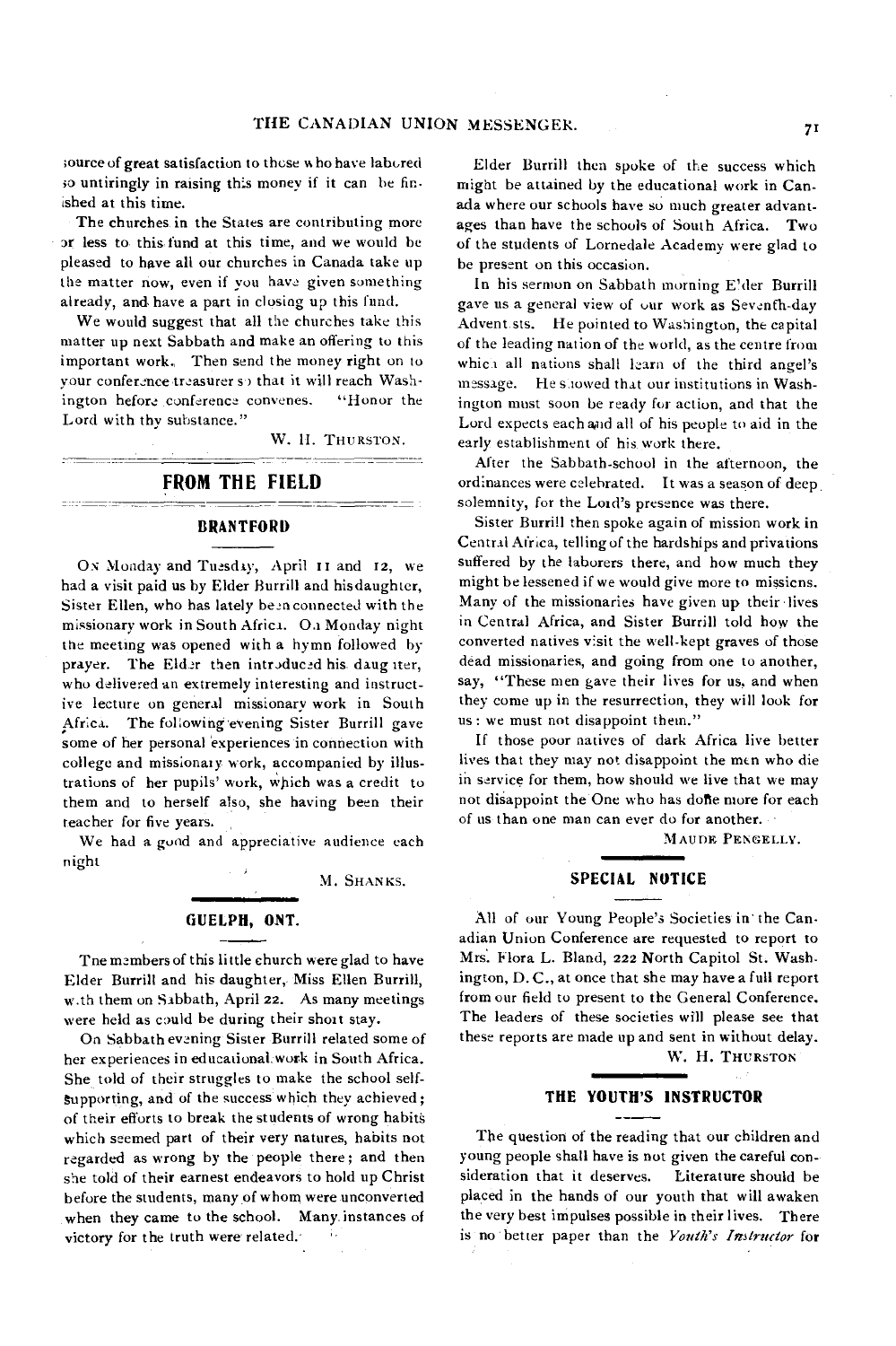source of great satisfaction to those who have labored so untiringly in raising this money if it can be finished at this time.

The churches in the States are contributing more or less to this fund at this time, and we would be pleased to have all our churches in Canada take up the matter now, even if you have given something already, and have a part in closing up this fund.

We would suggest that all the churches take this matter up next Sabbath and make an offering to this important work. Then send the money right on to your conference treasurer so that it will reach Washington before conference convenes. "Honor the Lord with thy substance."

W. H. THURSTON.

## FROM THE FIELD

### BRANTFORD

ON Monday and Tuesday, April 11 and 12, we had a visit paid us by Elder Burrill and his daughter, Sister Ellen, who has lately been connected with the missionary work in South Africa. On Monday night the meeting was opened with a hymn followed by prayer. The Elder then introduced his daughter, who delivered an extremely interesting and instructive lecture on general missionary work in South Africa. The following evening Sister Burrill gave some of her personal experiences in connection with college and missionary work, accompanied by illustrations of her pupils' work, which was a credit to them and to herself also, she having been their teacher for five years.

We had a good and appreciative audience each night

M. SHANKS.

### GUELPH, ONT.

The members of this little church were glad to have Elder Burrill and his daughter, Miss Ellen Burrill, with them on Sabbath, April 22. As many meetings were held as could be during their short stay.

On Sabbath evening Sister Burrill related some of her experiences in educational work in South Africa. She told of their struggles to make the school self-supporting, and of the success which they achieved; of their efforts to break the students of wrong habits which seemed part of their very natures, habits not regarded as wrong by the people there; and then she told of their earnest endeavors to hold up Christ before the students, many of whom were unconverted when they came to the school. Many instances of victory for the truth were related.

Elder Burrill then spoke of the success which might be attained by the educational work in Canada where our schools have so much greater advantages than have the schools of South Africa. Two of the students of Lornedale Academy were glad to be present on this occasion.

In his sermon on Sabbath morning Elder Burrill gave us a general view of our work as Seventh-day Adventists. He pointed to Washington, the capital of the leading nation of the world, as the centre from which all nations shall learn of the third angel's message. He showed that our institutions in Washington must soon be ready for action, and that the Lord expects each and all of his people to aid in the early establishment of his work there.

After the Sabbath-school in the afternoon, the ordinances were celebrated. It was a season of deep solemnity, for the Lord's presence was there.

Sister Burrill then spoke again of mission work in Central Africa, telling of the hardships and privations suffered by the laborers there, and how much they might be lessened if we would give more to missions. Many of the missionaries have given up their lives in Central Africa, and Sister Burrill told how the converted natives visit the well-kept graves of those dead missionaries, and going from one to another, say, "These men gave their lives for us, and when they come up in the resurrection, they will look for us: we must not disappoint them."

If those poor natives of dark Africa live better lives that they may not disappoint the men who die in service for them, how should we live that we may not disappoint the One who has done more for each of us than one man can ever do for another.

MAUDE PENGELLY.

## SPECIAL NOTICE

All of our Young People's Societies in the Canadian Union Conference are requested to report to Mrs. Flora L. Bland, 222 North Capitol St. Washington, D. C., at once that she may have a full report from our field to present to the General Conference. The leaders of these societies will please see that these reports are made up and sent in without delay.

W. H. THURSTON

## THE YOUTH'S INSTRUCTOR

The question of the reading that our children and young people shall have is not given the careful consideration that it deserves. Literature should be placed in the hands of our youth that will awaken the very best impulses possible in their lives. There is no better paper than the *Youth's Instructor* for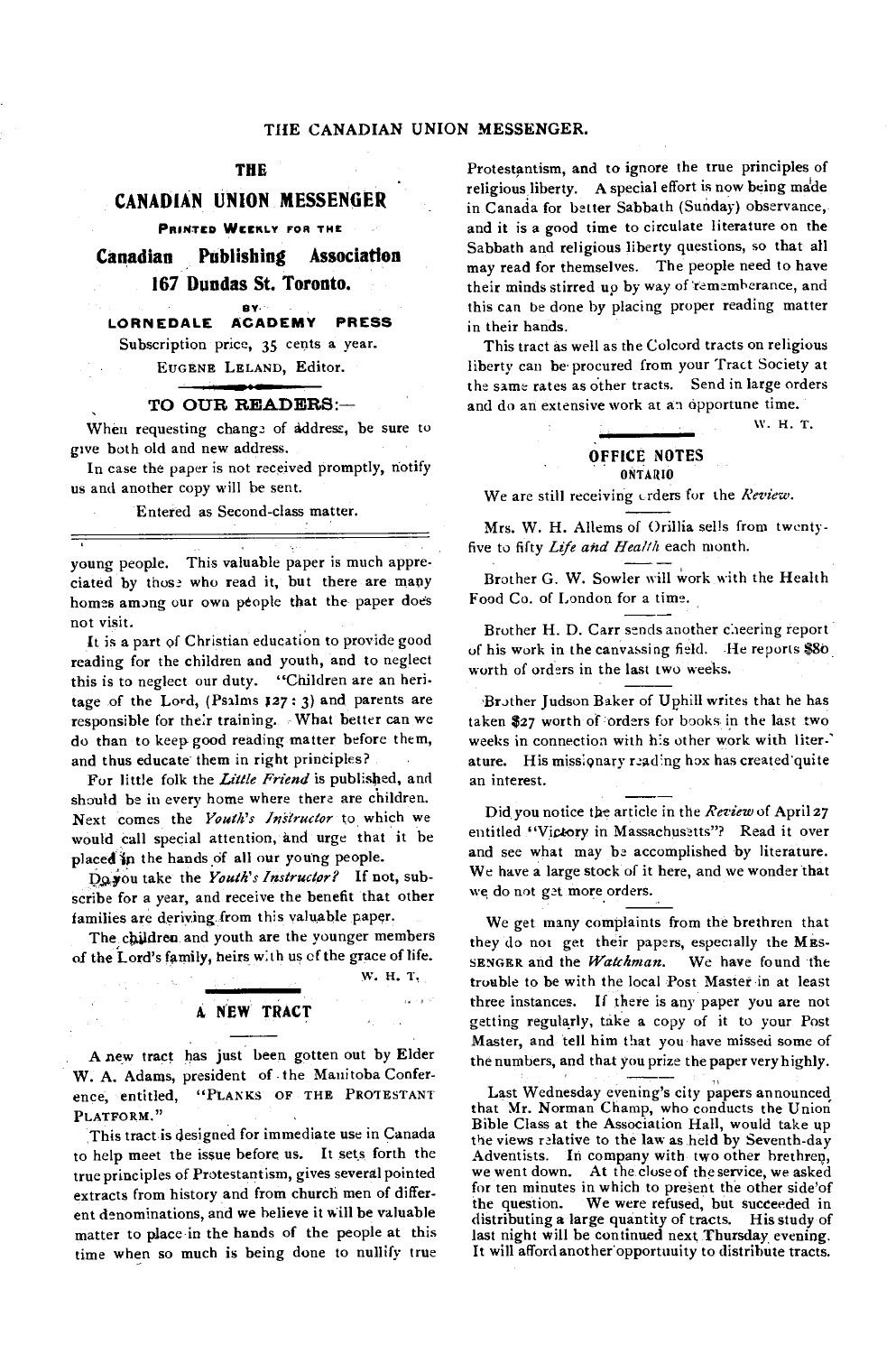# THE CANADIAN UNION MESSENGER

**PRINTED WEEKLY FOR THE**

## Canadian Publishing Association
## 167 Dundas St. Toronto.

BY

**LORNEDALE ACADEMY PRESS**

Subscription price, 35 cents a year.

EUGENE LELAND, Editor.

### TO OUR READERS:—

When requesting change of address, be sure to give both old and new address.

In case the paper is not received promptly, notify us and another copy will be sent.

Entered as Second-class matter.

---

young people. This valuable paper is much appreciated by those who read it, but there are many homes among our own people that the paper does not visit.

It is a part of Christian education to provide good reading for the children and youth, and to neglect this is to neglect our duty. "Children are an heritage of the Lord, (Psalms 127 : 3) and parents are responsible for their training. What better can we do than to keep good reading matter before them, and thus educate them in right principles?

For little folk the *Little Friend* is published, and should be in every home where there are children. Next comes the *Youth's Instructor* to which we would call special attention, and urge that it be placed in the hands of all our young people.

Do you take the *Youth's Instructor?* If not, subscribe for a year, and receive the benefit that other families are deriving from this valuable paper.

The children and youth are the younger members of the Lord's family, heirs with us of the grace of life.

W. H. T.

## A NEW TRACT

A new tract has just been gotten out by Elder W. A. Adams, president of the Manitoba Conference, entitled, "PLANKS OF THE PROTESTANT PLATFORM."

This tract is designed for immediate use in Canada to help meet the issue before us. It sets forth the true principles of Protestantism, gives several pointed extracts from history and from church men of different denominations, and we believe it will be valuable matter to place in the hands of the people at this time when so much is being done to nullify true Protestantism, and to ignore the true principles of religious liberty. A special effort is now being made in Canada for better Sabbath (Sunday) observance, and it is a good time to circulate literature on the Sabbath and religious liberty questions, so that all may read for themselves. The people need to have their minds stirred up by way of remembrance, and this can be done by placing proper reading matter in their hands.

This tract as well as the Colcord tracts on religious liberty can be procured from your Tract Society at the same rates as other tracts. Send in large orders and do an extensive work at an opportune time.

W. H. T.

## OFFICE NOTES
### ONTARIO

We are still receiving orders for the *Review*.

Mrs. W. H. Allems of Orillia sells from twenty-five to fifty *Life and Health* each month.

Brother G. W. Sowler will work with the Health Food Co. of London for a time.

Brother H. D. Carr sends another cheering report of his work in the canvassing field. He reports $80 worth of orders in the last two weeks.

Brother Judson Baker of Uphill writes that he has taken $27 worth of orders for books in the last two weeks in connection with his other work with literature. His missionary reading box has created quite an interest.

Did you notice the article in the *Review* of April 27 entitled "Victory in Massachusetts"? Read it over and see what may be accomplished by literature. We have a large stock of it here, and we wonder that we do not get more orders.

We get many complaints from the brethren that they do not get their papers, especially the MESSENGER and the *Watchman*. We have found the trouble to be with the local Post Master in at least three instances. If there is any paper you are not getting regularly, take a copy of it to your Post Master, and tell him that you have missed some of the numbers, and that you prize the paper very highly.

Last Wednesday evening's city papers announced that Mr. Norman Champ, who conducts the Union Bible Class at the Association Hall, would take up the views relative to the law as held by Seventh-day Adventists. In company with two other brethren, we went down. At the close of the service, we asked for ten minutes in which to present the other side of the question. We were refused, but succeeded in distributing a large quantity of tracts. His study of last night will be continued next Thursday evening. It will afford another opportuuity to distribute tracts.